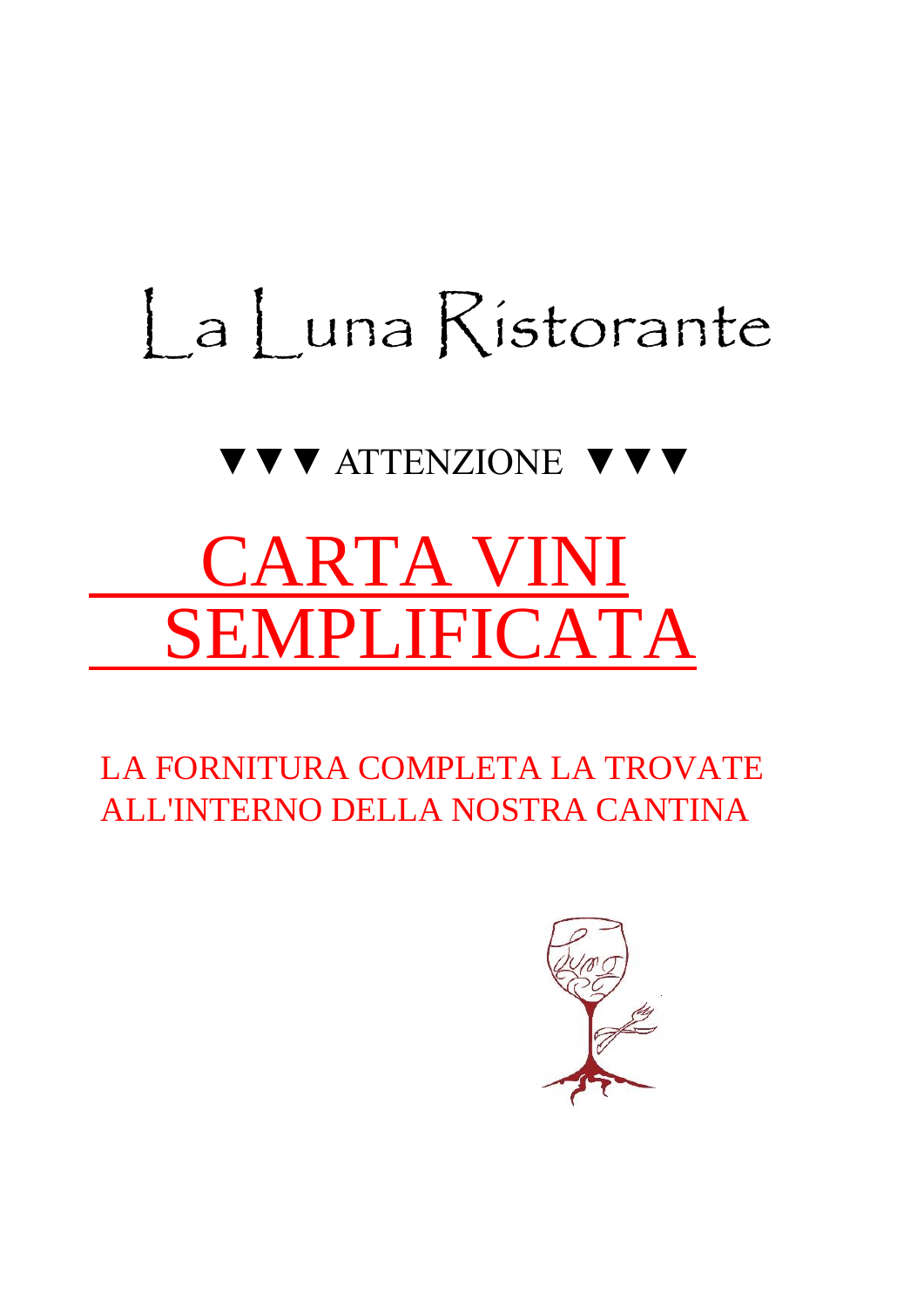# La Luna Ristorante

▼▼▼ ATTENZIONE ▼▼▼

## CARTA VINI SEMPLIFICATA

LA FORNITURA COMPLETA LA TROVATE ALL'INTERNO DELLA NOSTRA CANTINA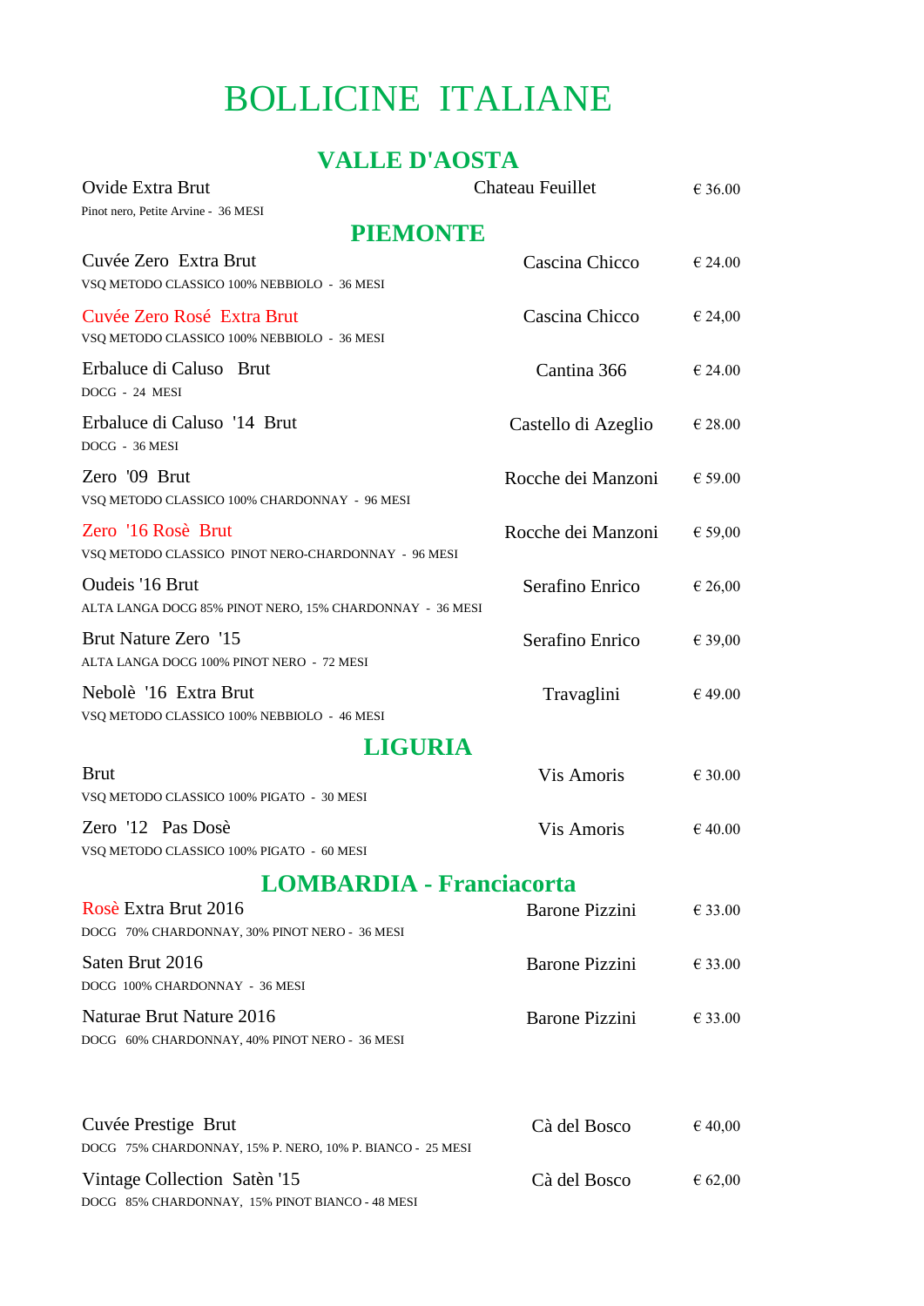# BOLLICINE ITALIANE

## VALLE D'AOSTA

| Vino | Produttore | Prezzo |
|---|---|---|
| Ovide Extra Brut<br>Pinot nero, Petite Arvine - 36 MESI | Chateau Feuillet | € 36.00 |

## PIEMONTE

| Vino | Produttore | Prezzo |
|---|---|---|
| Cuvée Zero Extra Brut<br>VSQ METODO CLASSICO 100% NEBBIOLO - 36 MESI | Cascina Chicco | € 24.00 |
| Cuvée Zero Rosé Extra Brut<br>VSQ METODO CLASSICO 100% NEBBIOLO - 36 MESI | Cascina Chicco | € 24,00 |
| Erbaluce di Caluso Brut<br>DOCG - 24 MESI | Cantina 366 | € 24.00 |
| Erbaluce di Caluso '14 Brut<br>DOCG - 36 MESI | Castello di Azeglio | € 28.00 |
| Zero '09 Brut<br>VSQ METODO CLASSICO 100% CHARDONNAY - 96 MESI | Rocche dei Manzoni | € 59.00 |
| Zero '16 Rosè Brut<br>VSQ METODO CLASSICO PINOT NERO-CHARDONNAY - 96 MESI | Rocche dei Manzoni | € 59,00 |
| Oudeis '16 Brut<br>ALTA LANGA DOCG 85% PINOT NERO, 15% CHARDONNAY - 36 MESI | Serafino Enrico | € 26,00 |
| Brut Nature Zero '15<br>ALTA LANGA DOCG 100% PINOT NERO - 72 MESI | Serafino Enrico | € 39,00 |
| Nebolè '16 Extra Brut<br>VSQ METODO CLASSICO 100% NEBBIOLO - 46 MESI | Travaglini | € 49.00 |

## LIGURIA

| Vino | Produttore | Prezzo |
|---|---|---|
| Brut<br>VSQ METODO CLASSICO 100% PIGATO - 30 MESI | Vis Amoris | € 30.00 |
| Zero '12 Pas Dosè<br>VSQ METODO CLASSICO 100% PIGATO - 60 MESI | Vis Amoris | € 40.00 |

## LOMBARDIA - Franciacorta

| Vino | Produttore | Prezzo |
|---|---|---|
| Rosè Extra Brut 2016<br>DOCG 70% CHARDONNAY, 30% PINOT NERO - 36 MESI | Barone Pizzini | € 33.00 |
| Saten Brut 2016<br>DOCG 100% CHARDONNAY - 36 MESI | Barone Pizzini | € 33.00 |
| Naturae Brut Nature 2016<br>DOCG 60% CHARDONNAY, 40% PINOT NERO - 36 MESI | Barone Pizzini | € 33.00 |
| Cuvée Prestige Brut<br>DOCG 75% CHARDONNAY, 15% P. NERO, 10% P. BIANCO - 25 MESI | Cà del Bosco | € 40,00 |
| Vintage Collection Satèn '15<br>DOCG 85% CHARDONNAY, 15% PINOT BIANCO - 48 MESI | Cà del Bosco | € 62,00 |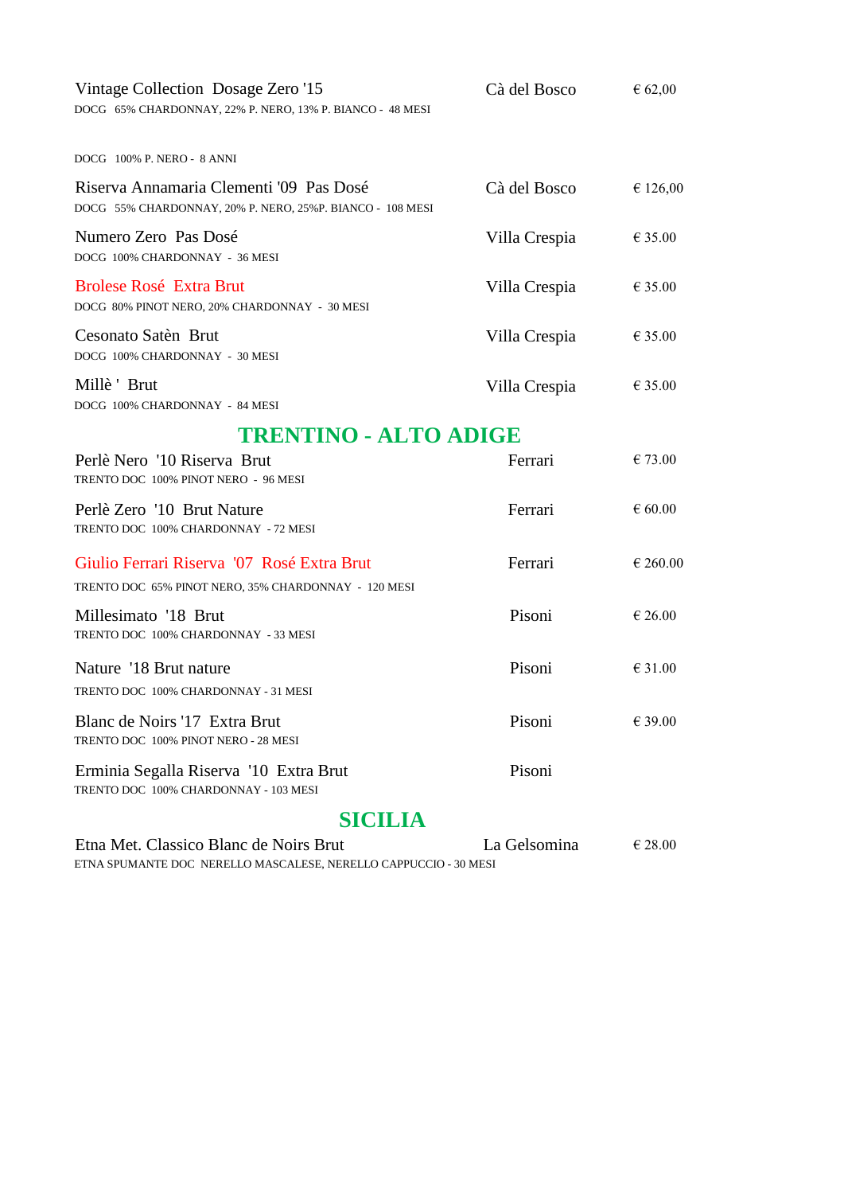| Vino | Produttore | Prezzo |
|---|---|---|
| Vintage Collection Dosage Zero '15<br>DOCG 65% CHARDONNAY, 22% P. NERO, 13% P. BIANCO - 48 MESI | Cà del Bosco | € 62,00 |
| DOCG 100% P. NERO - 8 ANNI | | |
| Riserva Annamaria Clementi '09 Pas Dosé<br>DOCG 55% CHARDONNAY, 20% P. NERO, 25%P. BIANCO - 108 MESI | Cà del Bosco | € 126,00 |
| Numero Zero Pas Dosé<br>DOCG 100% CHARDONNAY - 36 MESI | Villa Crespia | € 35.00 |
| Brolese Rosé Extra Brut<br>DOCG 80% PINOT NERO, 20% CHARDONNAY - 30 MESI | Villa Crespia | € 35.00 |
| Cesonato Satèn Brut<br>DOCG 100% CHARDONNAY - 30 MESI | Villa Crespia | € 35.00 |
| Millè ' Brut<br>DOCG 100% CHARDONNAY - 84 MESI | Villa Crespia | € 35.00 |

## TRENTINO - ALTO ADIGE

| Vino | Produttore | Prezzo |
|---|---|---|
| Perlè Nero '10 Riserva Brut<br>TRENTO DOC 100% PINOT NERO - 96 MESI | Ferrari | € 73.00 |
| Perlè Zero '10 Brut Nature<br>TRENTO DOC 100% CHARDONNAY - 72 MESI | Ferrari | € 60.00 |
| Giulio Ferrari Riserva '07 Rosé Extra Brut<br>TRENTO DOC 65% PINOT NERO, 35% CHARDONNAY - 120 MESI | Ferrari | € 260.00 |
| Millesimato '18 Brut<br>TRENTO DOC 100% CHARDONNAY - 33 MESI | Pisoni | € 26.00 |
| Nature '18 Brut nature<br>TRENTO DOC 100% CHARDONNAY - 31 MESI | Pisoni | € 31.00 |
| Blanc de Noirs '17 Extra Brut<br>TRENTO DOC 100% PINOT NERO - 28 MESI | Pisoni | € 39.00 |
| Erminia Segalla Riserva '10 Extra Brut<br>TRENTO DOC 100% CHARDONNAY - 103 MESI | Pisoni | |

## SICILIA

| Vino | Produttore | Prezzo |
|---|---|---|
| Etna Met. Classico Blanc de Noirs Brut<br>ETNA SPUMANTE DOC NERELLO MASCALESE, NERELLO CAPPUCCIO - 30 MESI | La Gelsomina | € 28.00 |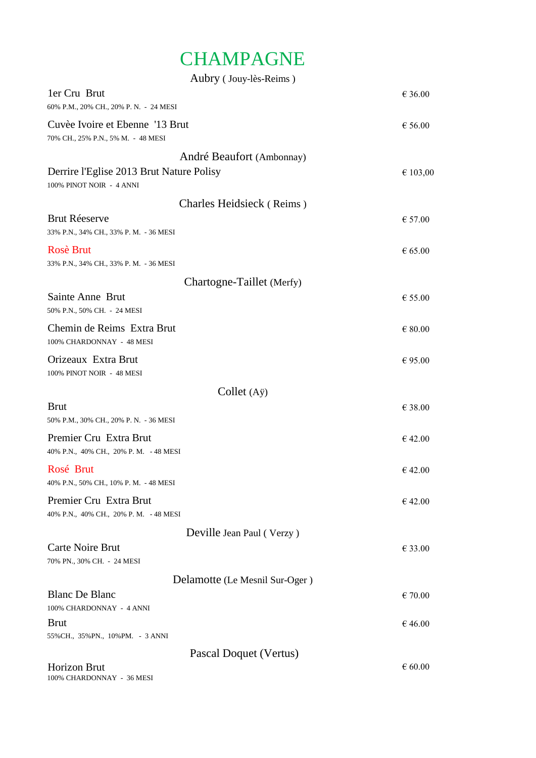# CHAMPAGNE

## Aubry ( Jouy-lès-Reims )

1er Cru Brut — € 36.00
60% P.M., 20% CH., 20% P. N. - 24 MESI

Cuvèe Ivoire et Ebenne '13 Brut — € 56.00
70% CH., 25% P.N., 5% M. - 48 MESI

## André Beaufort (Ambonnay)

Derrire l'Eglise 2013 Brut Nature Polisy — € 103,00
100% PINOT NOIR - 4 ANNI

## Charles Heidsieck ( Reims )

Brut Réeserve — € 57.00
33% P.N., 34% CH., 33% P. M. - 36 MESI

Rosè Brut — € 65.00
33% P.N., 34% CH., 33% P. M. - 36 MESI

## Chartogne-Taillet (Merfy)

Sainte Anne Brut — € 55.00
50% P.N., 50% CH. - 24 MESI

Chemin de Reims Extra Brut — € 80.00
100% CHARDONNAY - 48 MESI

Orizeaux Extra Brut — € 95.00
100% PINOT NOIR - 48 MESI

## Collet (Aÿ)

Brut — € 38.00
50% P.M., 30% CH., 20% P. N. - 36 MESI

Premier Cru Extra Brut — € 42.00
40% P.N., 40% CH., 20% P. M. - 48 MESI

Rosé Brut — € 42.00
40% P.N., 50% CH., 10% P. M. - 48 MESI

Premier Cru Extra Brut — € 42.00
40% P.N., 40% CH., 20% P. M. - 48 MESI

## Deville Jean Paul ( Verzy )

Carte Noire Brut — € 33.00
70% PN., 30% CH. - 24 MESI

## Delamotte (Le Mesnil Sur-Oger )

Blanc De Blanc — € 70.00
100% CHARDONNAY - 4 ANNI

Brut — € 46.00
55%CH., 35%PN., 10%PM. - 3 ANNI

## Pascal Doquet (Vertus)

Horizon Brut — € 60.00
100% CHARDONNAY - 36 MESI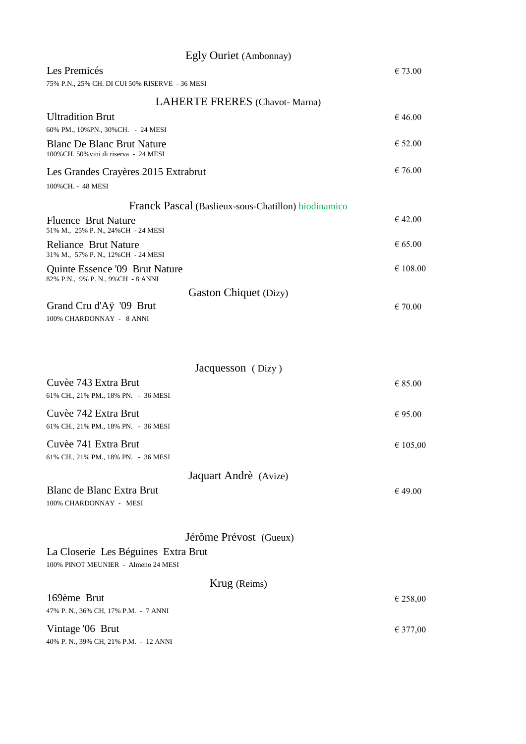## Egly Ouriet (Ambonnay)

Les Premicés — € 73.00
75% P.N., 25% CH. DI CUI 50% RISERVE - 36 MESI

## LAHERTE FRERES (Chavot- Marna)

Ultradition Brut — € 46.00
60% PM., 10%PN., 30%CH. - 24 MESI

Blanc De Blanc Brut Nature — € 52.00
100%CH. 50%vini di riserva - 24 MESI

Les Grandes Crayères 2015 Extrabrut — € 76.00
100%CH. - 48 MESI

## Franck Pascal (Baslieux-sous-Chatillon) biodinamico

Fluence Brut Nature — € 42.00
51% M., 25% P. N., 24%CH - 24 MESI

Reliance Brut Nature — € 65.00
31% M., 57% P. N., 12%CH - 24 MESI

Quinte Essence '09 Brut Nature — € 108.00
82% P.N., 9% P. N., 9%CH - 8 ANNI

## Gaston Chiquet (Dizy)

Grand Cru d'Aÿ '09 Brut — € 70.00
100% CHARDONNAY - 8 ANNI

## Jacquesson ( Dizy )

Cuvèe 743 Extra Brut — € 85.00
61% CH., 21% PM., 18% PN. - 36 MESI

Cuvèe 742 Extra Brut — € 95.00
61% CH., 21% PM., 18% PN. - 36 MESI

Cuvèe 741 Extra Brut — € 105,00
61% CH., 21% PM., 18% PN. - 36 MESI

## Jaquart Andrè (Avize)

Blanc de Blanc Extra Brut — € 49.00
100% CHARDONNAY - MESI

## Jérôme Prévost (Gueux)

La Closerie Les Béguines Extra Brut
100% PINOT MEUNIER - Almeno 24 MESI

## Krug (Reims)

169ème Brut — € 258,00
47% P. N., 36% CH, 17% P.M. - 7 ANNI

Vintage '06 Brut — € 377,00
40% P. N., 39% CH, 21% P.M. - 12 ANNI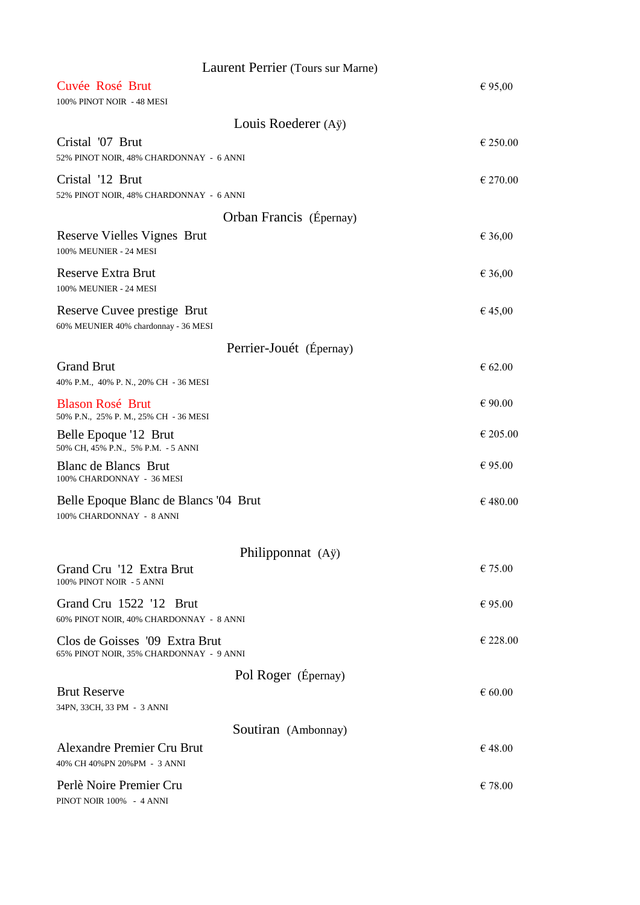## Laurent Perrier (Tours sur Marne)

**Cuvée Rosé Brut** — € 95,00
100% PINOT NOIR - 48 MESI

## Louis Roederer (Aÿ)

**Cristal '07 Brut** — € 250.00
52% PINOT NOIR, 48% CHARDONNAY - 6 ANNI

**Cristal '12 Brut** — € 270.00
52% PINOT NOIR, 48% CHARDONNAY - 6 ANNI

## Orban Francis (Épernay)

**Reserve Vielles Vignes Brut** — € 36,00
100% MEUNIER - 24 MESI

**Reserve Extra Brut** — € 36,00
100% MEUNIER - 24 MESI

**Reserve Cuvee prestige Brut** — € 45,00
60% MEUNIER 40% chardonnay - 36 MESI

## Perrier-Jouét (Épernay)

**Grand Brut** — € 62.00
40% P.M., 40% P. N., 20% CH - 36 MESI

**Blason Rosé Brut** — € 90.00
50% P.N., 25% P. M., 25% CH - 36 MESI

**Belle Epoque '12 Brut** — € 205.00
50% CH, 45% P.N., 5% P.M. - 5 ANNI

**Blanc de Blancs Brut** — € 95.00
100% CHARDONNAY - 36 MESI

**Belle Epoque Blanc de Blancs '04 Brut** — € 480.00
100% CHARDONNAY - 8 ANNI

## Philipponnat (Aÿ)

**Grand Cru '12 Extra Brut** — € 75.00
100% PINOT NOIR - 5 ANNI

**Grand Cru 1522 '12 Brut** — € 95.00
60% PINOT NOIR, 40% CHARDONNAY - 8 ANNI

**Clos de Goisses '09 Extra Brut** — € 228.00
65% PINOT NOIR, 35% CHARDONNAY - 9 ANNI

## Pol Roger (Épernay)

**Brut Reserve** — € 60.00
34PN, 33CH, 33 PM - 3 ANNI

## Soutiran (Ambonnay)

**Alexandre Premier Cru Brut** — € 48.00
40% CH 40%PN 20%PM - 3 ANNI

**Perlè Noire Premier Cru** — € 78.00
PINOT NOIR 100% - 4 ANNI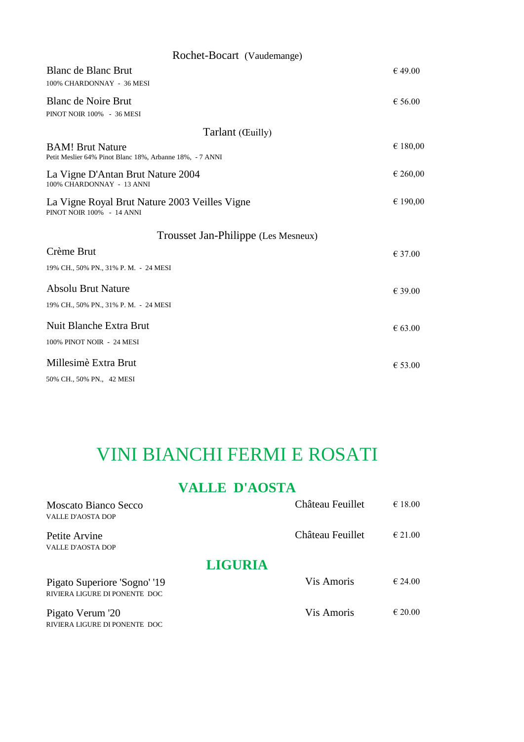### Rochet-Bocart (Vaudemange)

| | |
|---|---|
| Blanc de Blanc Brut<br>100% CHARDONNAY - 36 MESI | € 49.00 |
| Blanc de Noire Brut<br>PINOT NOIR 100% - 36 MESI | € 56.00 |

### Tarlant (Œuilly)

| | |
|---|---|
| BAM! Brut Nature<br>Petit Meslier 64% Pinot Blanc 18%, Arbanne 18%, - 7 ANNI | € 180,00 |
| La Vigne D'Antan Brut Nature 2004<br>100% CHARDONNAY - 13 ANNI | € 260,00 |
| La Vigne Royal Brut Nature 2003 Veilles Vigne<br>PINOT NOIR 100% - 14 ANNI | € 190,00 |

### Trousset Jan-Philippe (Les Mesneux)

| | |
|---|---|
| Crème Brut<br>19% CH., 50% PN., 31% P. M. - 24 MESI | € 37.00 |
| Absolu Brut Nature<br>19% CH., 50% PN., 31% P. M. - 24 MESI | € 39.00 |
| Nuit Blanche Extra Brut<br>100% PINOT NOIR - 24 MESI | € 63.00 |
| Millesimè Extra Brut<br>50% CH., 50% PN., 42 MESI | € 53.00 |

# VINI BIANCHI FERMI E ROSATI

## VALLE D'AOSTA

| | | |
|---|---|---|
| Moscato Bianco Secco<br>VALLE D'AOSTA DOP | Château Feuillet | € 18.00 |
| Petite Arvine<br>VALLE D'AOSTA DOP | Château Feuillet | € 21.00 |

## LIGURIA

| | | |
|---|---|---|
| Pigato Superiore 'Sogno' '19<br>RIVIERA LIGURE DI PONENTE DOC | Vis Amoris | € 24.00 |
| Pigato Verum '20<br>RIVIERA LIGURE DI PONENTE DOC | Vis Amoris | € 20.00 |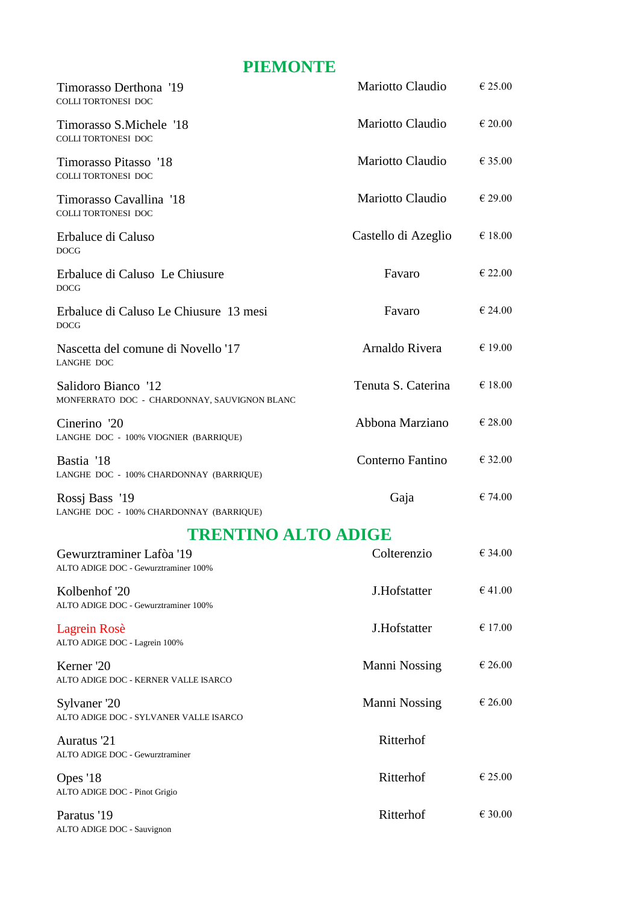## PIEMONTE

| Vino | Produttore | Prezzo |
|---|---|---|
| Timorasso Derthona '19<br>COLLI TORTONESI DOC | Mariotto Claudio | € 25.00 |
| Timorasso S.Michele '18<br>COLLI TORTONESI DOC | Mariotto Claudio | € 20.00 |
| Timorasso Pitasso '18<br>COLLI TORTONESI DOC | Mariotto Claudio | € 35.00 |
| Timorasso Cavallina '18<br>COLLI TORTONESI DOC | Mariotto Claudio | € 29.00 |
| Erbaluce di Caluso<br>DOCG | Castello di Azeglio | € 18.00 |
| Erbaluce di Caluso Le Chiusure<br>DOCG | Favaro | € 22.00 |
| Erbaluce di Caluso Le Chiusure 13 mesi<br>DOCG | Favaro | € 24.00 |
| Nascetta del comune di Novello '17<br>LANGHE DOC | Arnaldo Rivera | € 19.00 |
| Salidoro Bianco '12<br>MONFERRATO DOC - CHARDONNAY, SAUVIGNON BLANC | Tenuta S. Caterina | € 18.00 |
| Cinerino '20<br>LANGHE DOC - 100% VIOGNIER (BARRIQUE) | Abbona Marziano | € 28.00 |
| Bastia '18<br>LANGHE DOC - 100% CHARDONNAY (BARRIQUE) | Conterno Fantino | € 32.00 |
| Rossj Bass '19<br>LANGHE DOC - 100% CHARDONNAY (BARRIQUE) | Gaja | € 74.00 |

## TRENTINO ALTO ADIGE

| Vino | Produttore | Prezzo |
|---|---|---|
| Gewurztraminer Lafòa '19<br>ALTO ADIGE DOC - Gewurztraminer 100% | Colterenzio | € 34.00 |
| Kolbenhof '20<br>ALTO ADIGE DOC - Gewurztraminer 100% | J.Hofstatter | € 41.00 |
| Lagrein Rosè<br>ALTO ADIGE DOC - Lagrein 100% | J.Hofstatter | € 17.00 |
| Kerner '20<br>ALTO ADIGE DOC - KERNER VALLE ISARCO | Manni Nossing | € 26.00 |
| Sylvaner '20<br>ALTO ADIGE DOC - SYLVANER VALLE ISARCO | Manni Nossing | € 26.00 |
| Auratus '21<br>ALTO ADIGE DOC - Gewurztraminer | Ritterhof | |
| Opes '18<br>ALTO ADIGE DOC - Pinot Grigio | Ritterhof | € 25.00 |
| Paratus '19<br>ALTO ADIGE DOC - Sauvignon | Ritterhof | € 30.00 |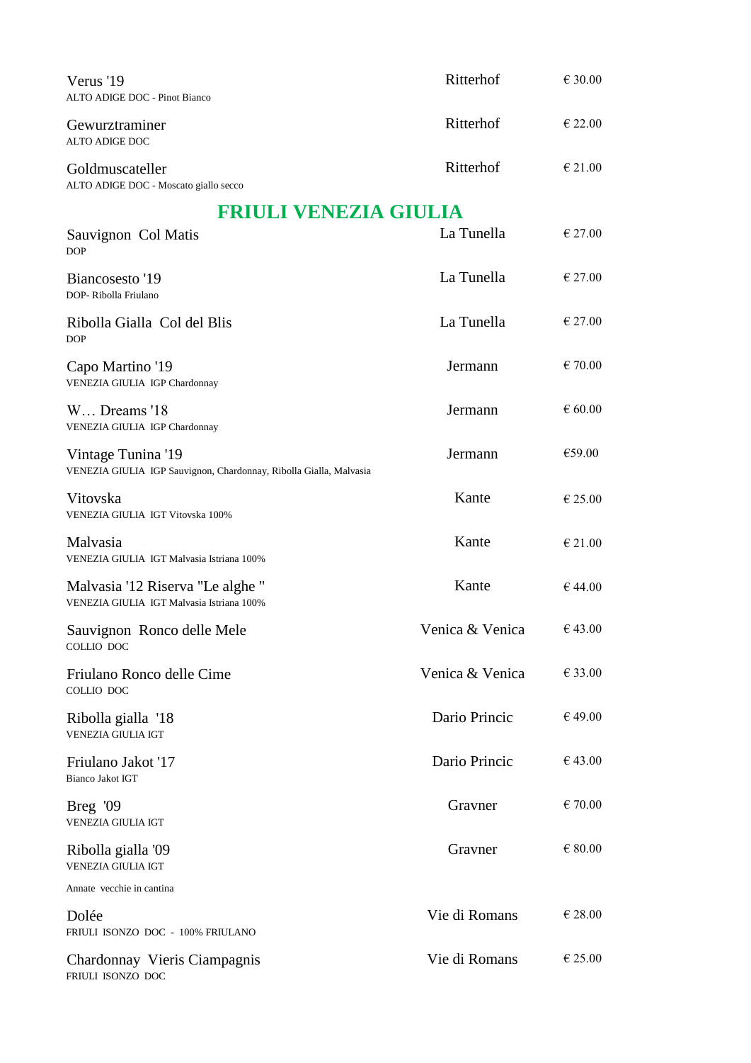| Wine | Producer | Price |
|---|---|---|
| Verus '19<br>ALTO ADIGE DOC - Pinot Bianco | Ritterhof | € 30.00 |
| Gewurztraminer<br>ALTO ADIGE DOC | Ritterhof | € 22.00 |
| Goldmuscateller<br>ALTO ADIGE DOC - Moscato giallo secco | Ritterhof | € 21.00 |

## FRIULI VENEZIA GIULIA

| Wine | Producer | Price |
|---|---|---|
| Sauvignon  Col Matis<br>DOP | La Tunella | € 27.00 |
| Biancosesto '19<br>DOP- Ribolla Friulano | La Tunella | € 27.00 |
| Ribolla Gialla  Col del Blis<br>DOP | La Tunella | € 27.00 |
| Capo Martino '19<br>VENEZIA GIULIA  IGP Chardonnay | Jermann | € 70.00 |
| W… Dreams '18<br>VENEZIA GIULIA  IGP Chardonnay | Jermann | € 60.00 |
| Vintage Tunina '19<br>VENEZIA GIULIA  IGP Sauvignon, Chardonnay, Ribolla Gialla, Malvasia | Jermann | €59.00 |
| Vitovska<br>VENEZIA GIULIA  IGT Vitovska 100% | Kante | € 25.00 |
| Malvasia<br>VENEZIA GIULIA  IGT Malvasia Istriana 100% | Kante | € 21.00 |
| Malvasia '12 Riserva "Le alghe "<br>VENEZIA GIULIA  IGT Malvasia Istriana 100% | Kante | € 44.00 |
| Sauvignon  Ronco delle Mele<br>COLLIO  DOC | Venica & Venica | € 43.00 |
| Friulano Ronco delle Cime<br>COLLIO  DOC | Venica & Venica | € 33.00 |
| Ribolla gialla  '18<br>VENEZIA GIULIA IGT | Dario Princic | € 49.00 |
| Friulano Jakot '17<br>Bianco Jakot IGT | Dario Princic | € 43.00 |
| Breg  '09<br>VENEZIA GIULIA IGT | Gravner | € 70.00 |
| Ribolla gialla '09<br>VENEZIA GIULIA IGT | Gravner | € 80.00 |

Annate  vecchie in cantina

| Wine | Producer | Price |
|---|---|---|
| Dolée<br>FRIULI  ISONZO  DOC  -  100% FRIULANO | Vie di Romans | € 28.00 |
| Chardonnay  Vieris Ciampagnis<br>FRIULI  ISONZO  DOC | Vie di Romans | € 25.00 |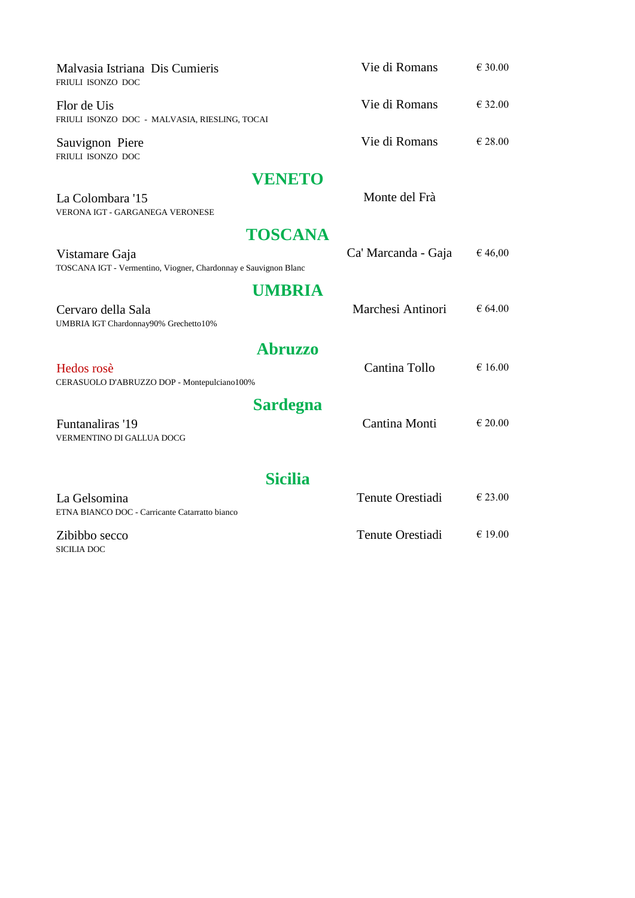| Vino | Produttore | Prezzo |
|---|---|---|
| Malvasia Istriana Dis Cumieris<br>FRIULI ISONZO DOC | Vie di Romans | € 30.00 |
| Flor de Uis<br>FRIULI ISONZO DOC - MALVASIA, RIESLING, TOCAI | Vie di Romans | € 32.00 |
| Sauvignon Piere<br>FRIULI ISONZO DOC | Vie di Romans | € 28.00 |

## VENETO

| Vino | Produttore | Prezzo |
|---|---|---|
| La Colombara '15<br>VERONA IGT - GARGANEGA VERONESE | Monte del Frà | |

## TOSCANA

| Vino | Produttore | Prezzo |
|---|---|---|
| Vistamare Gaja<br>TOSCANA IGT - Vermentino, Viogner, Chardonnay e Sauvignon Blanc | Ca' Marcanda - Gaja | € 46,00 |

## UMBRIA

| Vino | Produttore | Prezzo |
|---|---|---|
| Cervaro della Sala<br>UMBRIA IGT Chardonnay90% Grechetto10% | Marchesi Antinori | € 64.00 |

## Abruzzo

| Vino | Produttore | Prezzo |
|---|---|---|
| Hedos rosè<br>CERASUOLO D'ABRUZZO DOP - Montepulciano100% | Cantina Tollo | € 16.00 |

## Sardegna

| Vino | Produttore | Prezzo |
|---|---|---|
| Funtanaliras '19<br>VERMENTINO DI GALLUA DOCG | Cantina Monti | € 20.00 |

## Sicilia

| Vino | Produttore | Prezzo |
|---|---|---|
| La Gelsomina<br>ETNA BIANCO DOC - Carricante Catarratto bianco | Tenute Orestiadi | € 23.00 |
| Zibibbo secco<br>SICILIA DOC | Tenute Orestiadi | € 19.00 |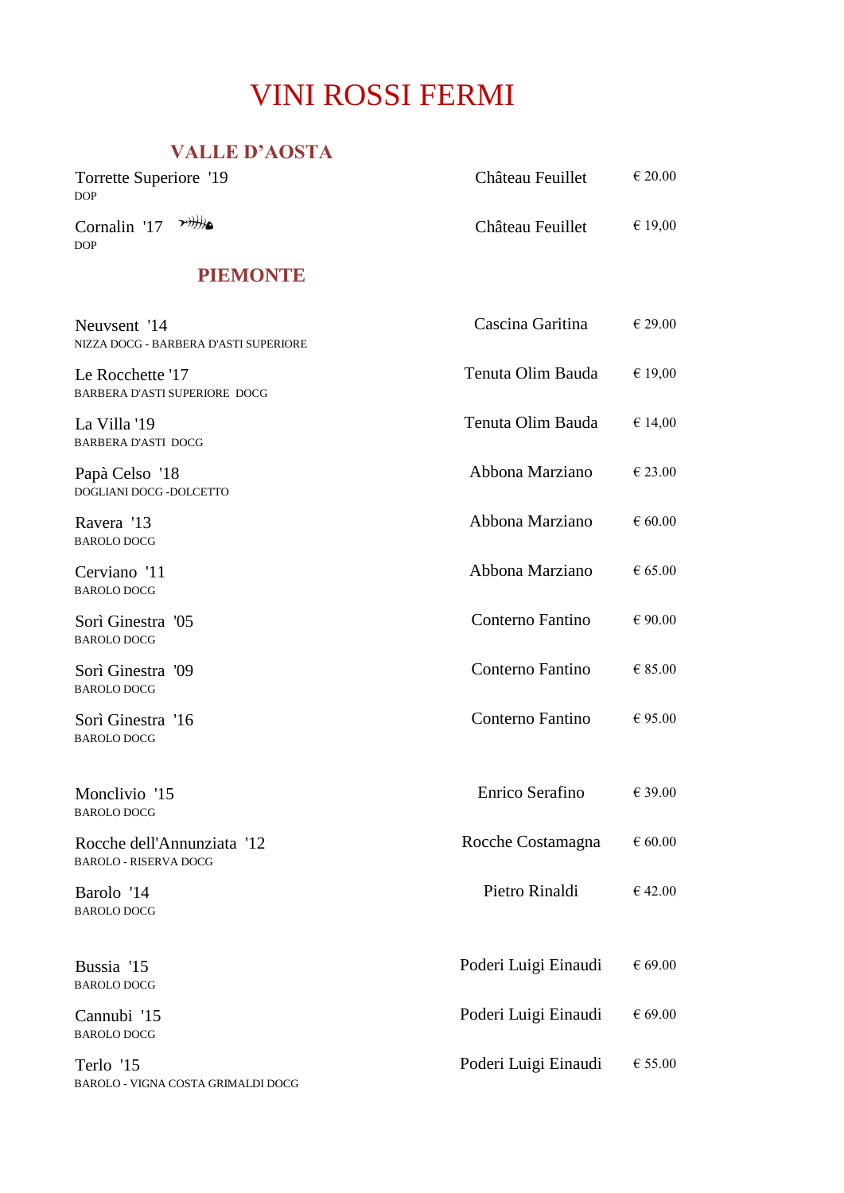# VINI ROSSI FERMI

## VALLE D'AOSTA

| Vino | Produttore | Prezzo |
|---|---|---|
| Torrette Superiore '19<br>DOP | Château Feuillet | € 20.00 |
| Cornalin '17<br>DOP | Château Feuillet | € 19,00 |

## PIEMONTE

| Vino | Produttore | Prezzo |
|---|---|---|
| Neuvsent '14<br>NIZZA DOCG - BARBERA D'ASTI SUPERIORE | Cascina Garitina | € 29.00 |
| Le Rocchette '17<br>BARBERA D'ASTI SUPERIORE DOCG | Tenuta Olim Bauda | € 19,00 |
| La Villa '19<br>BARBERA D'ASTI DOCG | Tenuta Olim Bauda | € 14,00 |
| Papà Celso '18<br>DOGLIANI DOCG -DOLCETTO | Abbona Marziano | € 23.00 |
| Ravera '13<br>BAROLO DOCG | Abbona Marziano | € 60.00 |
| Cerviano '11<br>BAROLO DOCG | Abbona Marziano | € 65.00 |
| Sorì Ginestra '05<br>BAROLO DOCG | Conterno Fantino | € 90.00 |
| Sorì Ginestra '09<br>BAROLO DOCG | Conterno Fantino | € 85.00 |
| Sorì Ginestra '16<br>BAROLO DOCG | Conterno Fantino | € 95.00 |
| Monclivio '15<br>BAROLO DOCG | Enrico Serafino | € 39.00 |
| Rocche dell'Annunziata '12<br>BAROLO - RISERVA DOCG | Rocche Costamagna | € 60.00 |
| Barolo '14<br>BAROLO DOCG | Pietro Rinaldi | € 42.00 |
| Bussia '15<br>BAROLO DOCG | Poderi Luigi Einaudi | € 69.00 |
| Cannubi '15<br>BAROLO DOCG | Poderi Luigi Einaudi | € 69.00 |
| Terlo '15<br>BAROLO - VIGNA COSTA GRIMALDI DOCG | Poderi Luigi Einaudi | € 55.00 |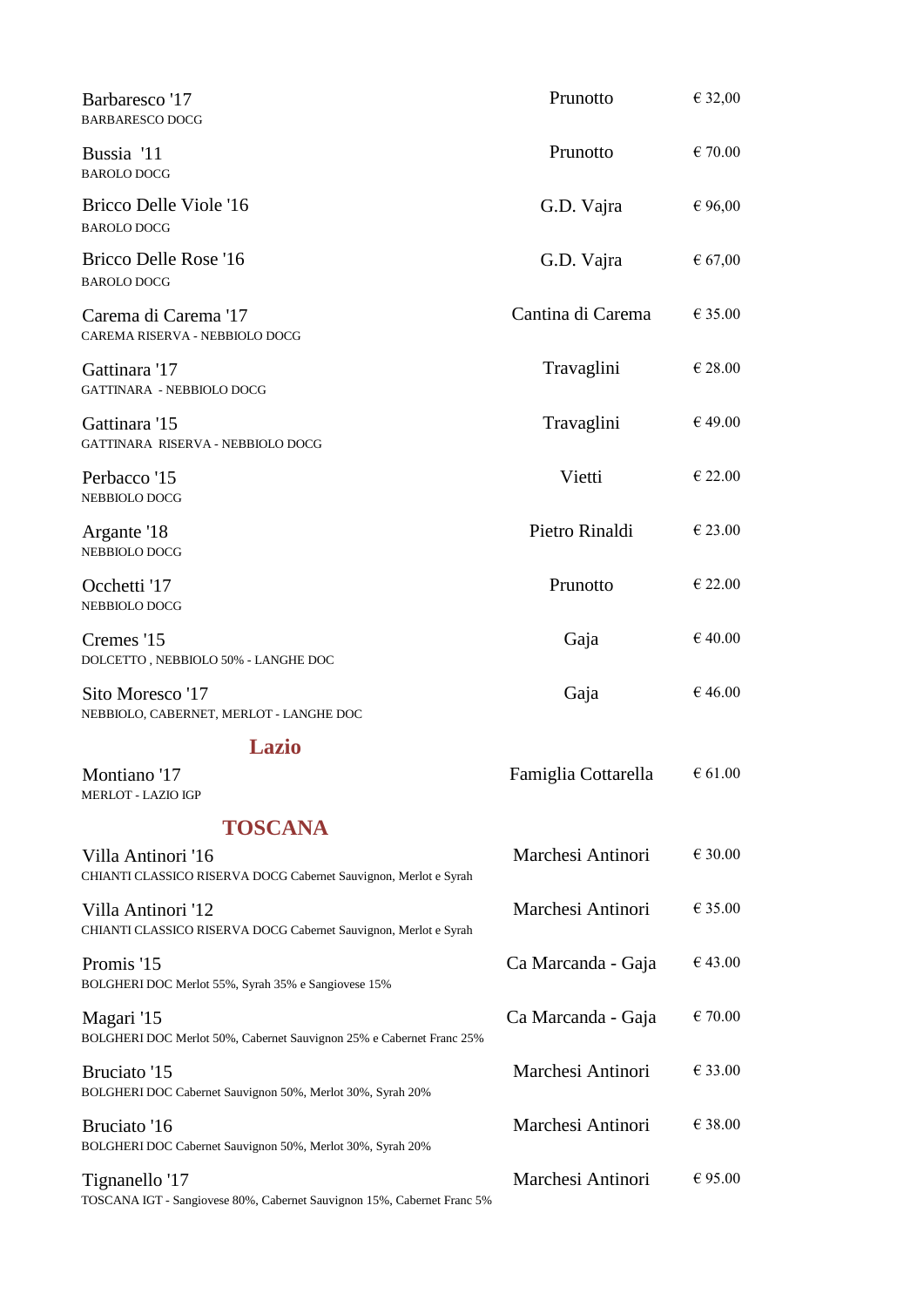| Wine | Producer | Price |
|---|---|---|
| Barbaresco '17<br>BARBARESCO DOCG | Prunotto | € 32,00 |
| Bussia '11<br>BAROLO DOCG | Prunotto | € 70.00 |
| Bricco Delle Viole '16<br>BAROLO DOCG | G.D. Vajra | € 96,00 |
| Bricco Delle Rose '16<br>BAROLO DOCG | G.D. Vajra | € 67,00 |
| Carema di Carema '17<br>CAREMA RISERVA - NEBBIOLO DOCG | Cantina di Carema | € 35.00 |
| Gattinara '17<br>GATTINARA - NEBBIOLO DOCG | Travaglini | € 28.00 |
| Gattinara '15<br>GATTINARA RISERVA - NEBBIOLO DOCG | Travaglini | € 49.00 |
| Perbacco '15<br>NEBBIOLO DOCG | Vietti | € 22.00 |
| Argante '18<br>NEBBIOLO DOCG | Pietro Rinaldi | € 23.00 |
| Occhetti '17<br>NEBBIOLO DOCG | Prunotto | € 22.00 |
| Cremes '15<br>DOLCETTO , NEBBIOLO 50% - LANGHE DOC | Gaja | € 40.00 |
| Sito Moresco '17<br>NEBBIOLO, CABERNET, MERLOT - LANGHE DOC | Gaja | € 46.00 |

## Lazio

| Wine | Producer | Price |
|---|---|---|
| Montiano '17<br>MERLOT - LAZIO IGP | Famiglia Cottarella | € 61.00 |

## TOSCANA

| Wine | Producer | Price |
|---|---|---|
| Villa Antinori '16<br>CHIANTI CLASSICO RISERVA DOCG Cabernet Sauvignon, Merlot e Syrah | Marchesi Antinori | € 30.00 |
| Villa Antinori '12<br>CHIANTI CLASSICO RISERVA DOCG Cabernet Sauvignon, Merlot e Syrah | Marchesi Antinori | € 35.00 |
| Promis '15<br>BOLGHERI DOC Merlot 55%, Syrah 35% e Sangiovese 15% | Ca Marcanda - Gaja | € 43.00 |
| Magari '15<br>BOLGHERI DOC Merlot 50%, Cabernet Sauvignon 25% e Cabernet Franc 25% | Ca Marcanda - Gaja | € 70.00 |
| Bruciato '15<br>BOLGHERI DOC Cabernet Sauvignon 50%, Merlot 30%, Syrah 20% | Marchesi Antinori | € 33.00 |
| Bruciato '16<br>BOLGHERI DOC Cabernet Sauvignon 50%, Merlot 30%, Syrah 20% | Marchesi Antinori | € 38.00 |
| Tignanello '17<br>TOSCANA IGT - Sangiovese 80%, Cabernet Sauvignon 15%, Cabernet Franc 5% | Marchesi Antinori | € 95.00 |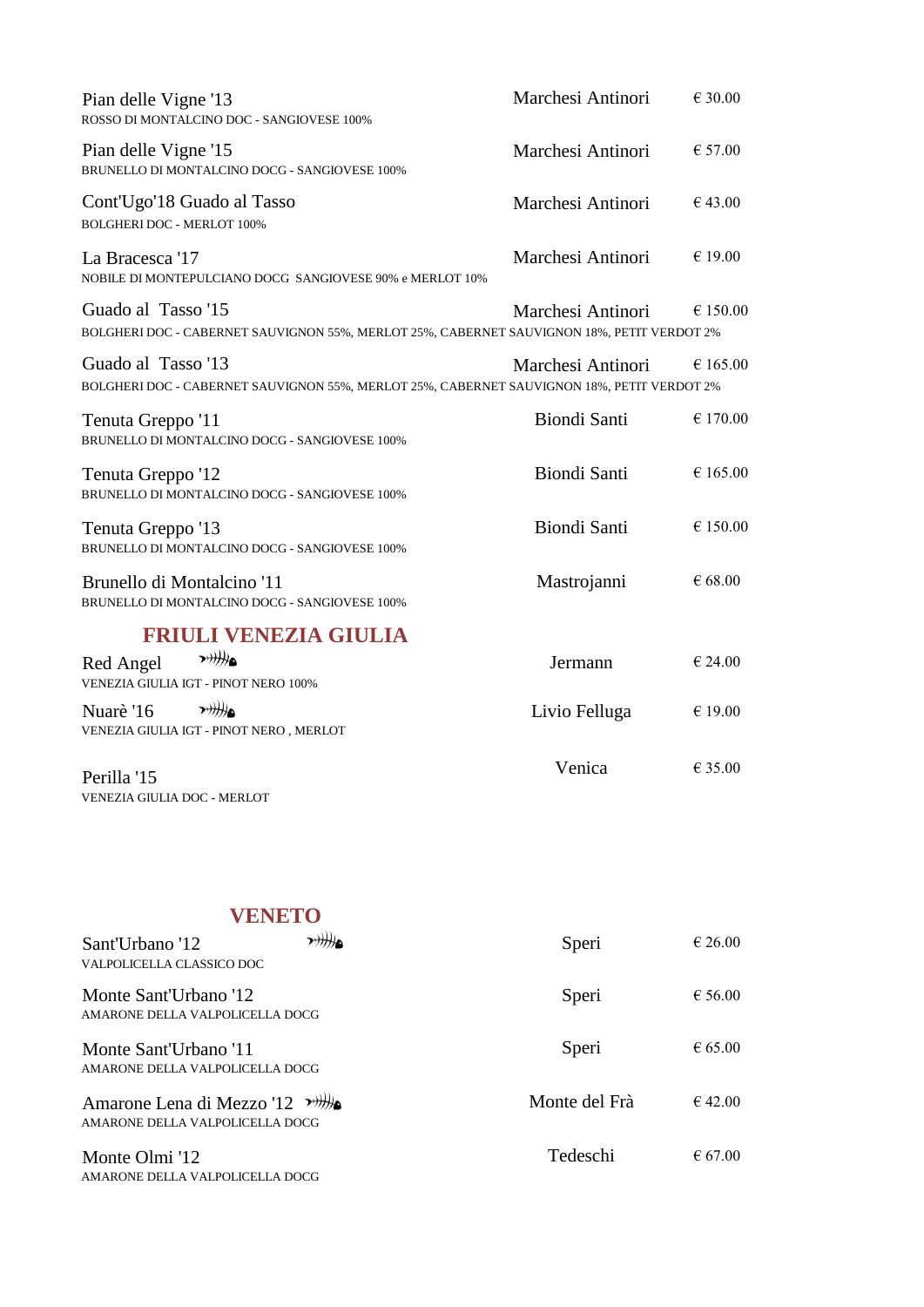| Wine | Producer | Price |
|---|---|---|
| Pian delle Vigne '13<br>ROSSO DI MONTALCINO DOC - SANGIOVESE 100% | Marchesi Antinori | € 30.00 |
| Pian delle Vigne '15<br>BRUNELLO DI MONTALCINO DOCG - SANGIOVESE 100% | Marchesi Antinori | € 57.00 |
| Cont'Ugo'18 Guado al Tasso<br>BOLGHERI DOC - MERLOT 100% | Marchesi Antinori | € 43.00 |
| La Bracesca '17<br>NOBILE DI MONTEPULCIANO DOCG SANGIOVESE 90% e MERLOT 10% | Marchesi Antinori | € 19.00 |
| Guado al Tasso '15<br>BOLGHERI DOC - CABERNET SAUVIGNON 55%, MERLOT 25%, CABERNET SAUVIGNON 18%, PETIT VERDOT 2% | Marchesi Antinori | € 150.00 |
| Guado al Tasso '13<br>BOLGHERI DOC - CABERNET SAUVIGNON 55%, MERLOT 25%, CABERNET SAUVIGNON 18%, PETIT VERDOT 2% | Marchesi Antinori | € 165.00 |
| Tenuta Greppo '11<br>BRUNELLO DI MONTALCINO DOCG - SANGIOVESE 100% | Biondi Santi | € 170.00 |
| Tenuta Greppo '12<br>BRUNELLO DI MONTALCINO DOCG - SANGIOVESE 100% | Biondi Santi | € 165.00 |
| Tenuta Greppo '13<br>BRUNELLO DI MONTALCINO DOCG - SANGIOVESE 100% | Biondi Santi | € 150.00 |
| Brunello di Montalcino '11<br>BRUNELLO DI MONTALCINO DOCG - SANGIOVESE 100% | Mastrojanni | € 68.00 |

## FRIULI VENEZIA GIULIA

| Wine | Producer | Price |
|---|---|---|
| Red Angel<br>VENEZIA GIULIA IGT - PINOT NERO 100% | Jermann | € 24.00 |
| Nuarè '16<br>VENEZIA GIULIA IGT - PINOT NERO , MERLOT | Livio Felluga | € 19.00 |
| Perilla '15<br>VENEZIA GIULIA DOC - MERLOT | Venica | € 35.00 |

## VENETO

| Wine | Producer | Price |
|---|---|---|
| Sant'Urbano '12<br>VALPOLICELLA CLASSICO DOC | Speri | € 26.00 |
| Monte Sant'Urbano '12<br>AMARONE DELLA VALPOLICELLA DOCG | Speri | € 56.00 |
| Monte Sant'Urbano '11<br>AMARONE DELLA VALPOLICELLA DOCG | Speri | € 65.00 |
| Amarone Lena di Mezzo '12<br>AMARONE DELLA VALPOLICELLA DOCG | Monte del Frà | € 42.00 |
| Monte Olmi '12<br>AMARONE DELLA VALPOLICELLA DOCG | Tedeschi | € 67.00 |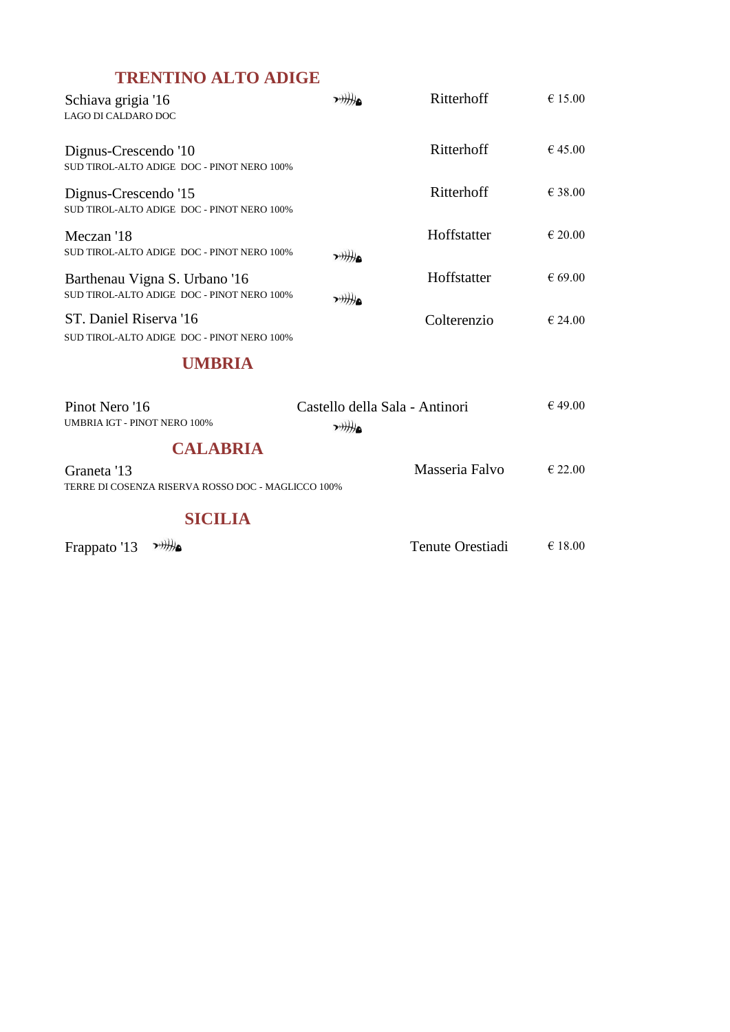## TRENTINO ALTO ADIGE

| | | | |
|---|---|---|---|
| Schiava grigia '16<br>LAGO DI CALDARO DOC | | Ritterhoff | € 15.00 |
| Dignus-Crescendo '10<br>SUD TIROL-ALTO ADIGE DOC - PINOT NERO 100% | | Ritterhoff | € 45.00 |
| Dignus-Crescendo '15<br>SUD TIROL-ALTO ADIGE DOC - PINOT NERO 100% | | Ritterhoff | € 38.00 |
| Meczan '18<br>SUD TIROL-ALTO ADIGE DOC - PINOT NERO 100% | | Hoffstatter | € 20.00 |
| Barthenau Vigna S. Urbano '16<br>SUD TIROL-ALTO ADIGE DOC - PINOT NERO 100% | | Hoffstatter | € 69.00 |
| ST. Daniel Riserva '16<br>SUD TIROL-ALTO ADIGE DOC - PINOT NERO 100% | | Colterenzio | € 24.00 |

## UMBRIA

| | | |
|---|---|---|
| Pinot Nero '16<br>UMBRIA IGT - PINOT NERO 100% | Castello della Sala - Antinori | € 49.00 |

## CALABRIA

| | | |
|---|---|---|
| Graneta '13<br>TERRE DI COSENZA RISERVA ROSSO DOC - MAGLICCO 100% | Masseria Falvo | € 22.00 |

## SICILIA

| | | |
|---|---|---|
| Frappato '13 | Tenute Orestiadi | € 18.00 |